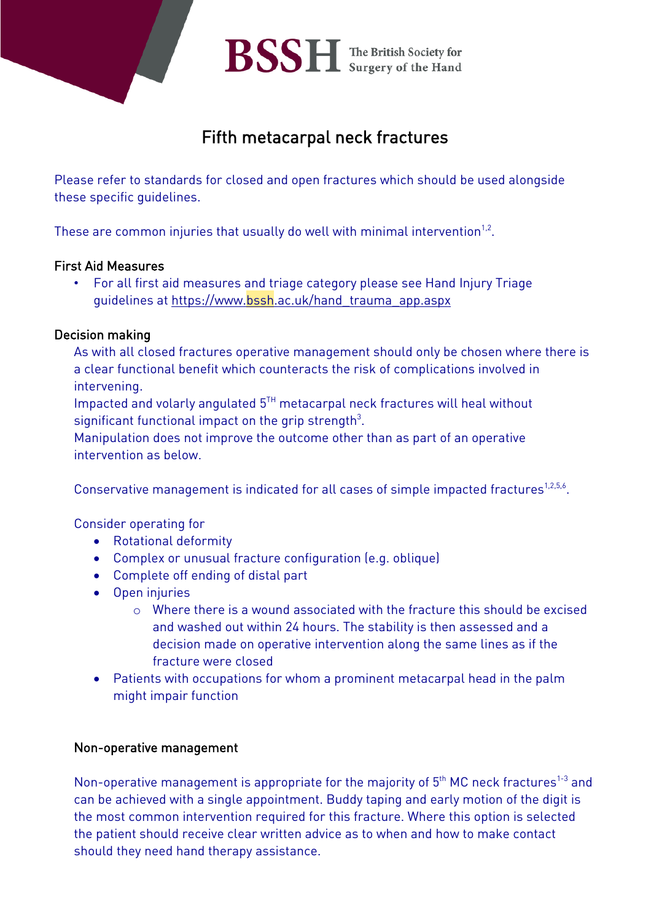# Fifth metacarpal neck fractures

Please refer to standards for closed and open fractures which should be used alongside these specific guidelines.

These are common injuries that usually do well with minimal intervention[1,2].

## First Aid Measures

- For all first aid measures and triage category please see Hand Injury Triage guidelines at https://www.bssh.ac.uk/hand_trauma_app.aspx

## Decision making

As with all closed fractures operative management should only be chosen where there is a clear functional benefit which counteracts the risk of complications involved in intervening.

Impacted and volarly angulated 5$^{TH}$ metacarpal neck fractures will heal without significant functional impact on the grip strength[3].

Manipulation does not improve the outcome other than as part of an operative intervention as below.

Conservative management is indicated for all cases of simple impacted fractures[1,2,5,6].

Consider operating for

- Rotational deformity
- Complex or unusual fracture configuration (e.g. oblique)
- Complete off ending of distal part
- Open injuries
  - Where there is a wound associated with the fracture this should be excised and washed out within 24 hours. The stability is then assessed and a decision made on operative intervention along the same lines as if the fracture were closed
- Patients with occupations for whom a prominent metacarpal head in the palm might impair function

## Non-operative management

Non-operative management is appropriate for the majority of 5$^{th}$ MC neck fractures[1-3] and can be achieved with a single appointment. Buddy taping and early motion of the digit is the most common intervention required for this fracture. Where this option is selected the patient should receive clear written advice as to when and how to make contact should they need hand therapy assistance.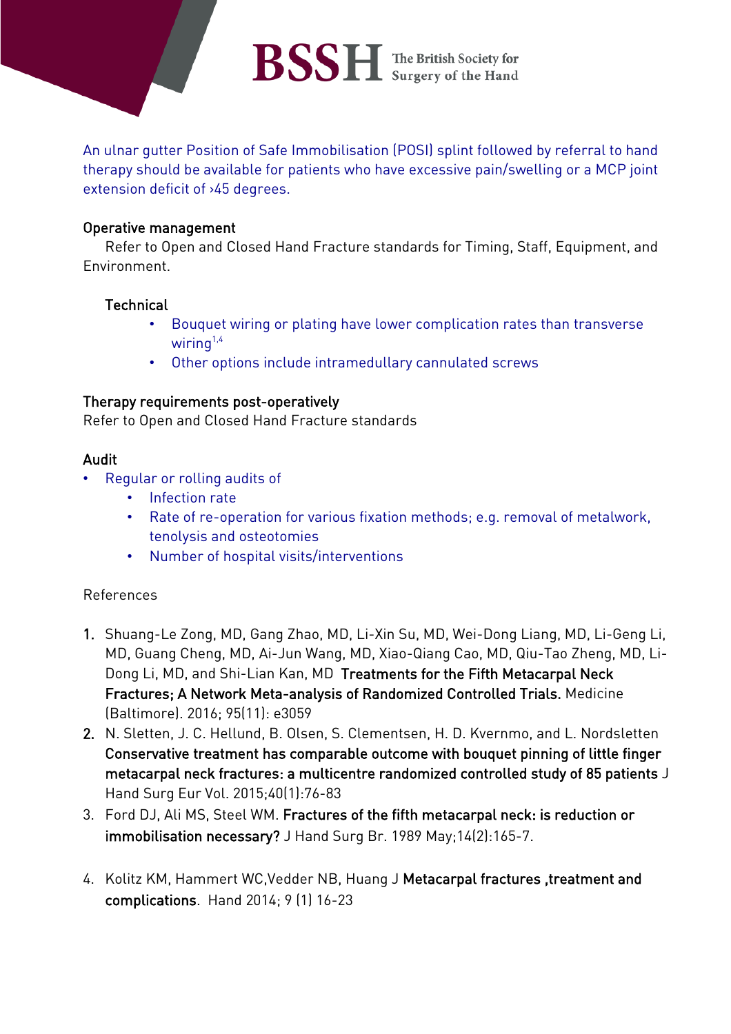An ulnar gutter Position of Safe Immobilisation (POSI) splint followed by referral to hand therapy should be available for patients who have excessive pain/swelling or a MCP joint extension deficit of ›45 degrees.

## Operative management

Refer to Open and Closed Hand Fracture standards for Timing, Staff, Equipment, and Environment.

### Technical

- Bouquet wiring or plating have lower complication rates than transverse wiring[1,4]
- Other options include intramedullary cannulated screws

## Therapy requirements post-operatively

Refer to Open and Closed Hand Fracture standards

## Audit

- Regular or rolling audits of
  - Infection rate
  - Rate of re-operation for various fixation methods; e.g. removal of metalwork, tenolysis and osteotomies
  - Number of hospital visits/interventions

References

1. Shuang-Le Zong, MD, Gang Zhao, MD, Li-Xin Su, MD, Wei-Dong Liang, MD, Li-Geng Li, MD, Guang Cheng, MD, Ai-Jun Wang, MD, Xiao-Qiang Cao, MD, Qiu-Tao Zheng, MD, Li-Dong Li, MD, and Shi-Lian Kan, MD **Treatments for the Fifth Metacarpal Neck Fractures; A Network Meta-analysis of Randomized Controlled Trials.** Medicine (Baltimore). 2016; 95(11): e3059
2. N. Sletten, J. C. Hellund, B. Olsen, S. Clementsen, H. D. Kvernmo, and L. Nordsletten **Conservative treatment has comparable outcome with bouquet pinning of little finger metacarpal neck fractures: a multicentre randomized controlled study of 85 patients** J Hand Surg Eur Vol. 2015;40(1):76-83
3. Ford DJ, Ali MS, Steel WM. **Fractures of the fifth metacarpal neck: is reduction or immobilisation necessary?** J Hand Surg Br. 1989 May;14(2):165-7.
4. Kolitz KM, Hammert WC,Vedder NB, Huang J **Metacarpal fractures ,treatment and complications**. Hand 2014; 9 (1) 16-23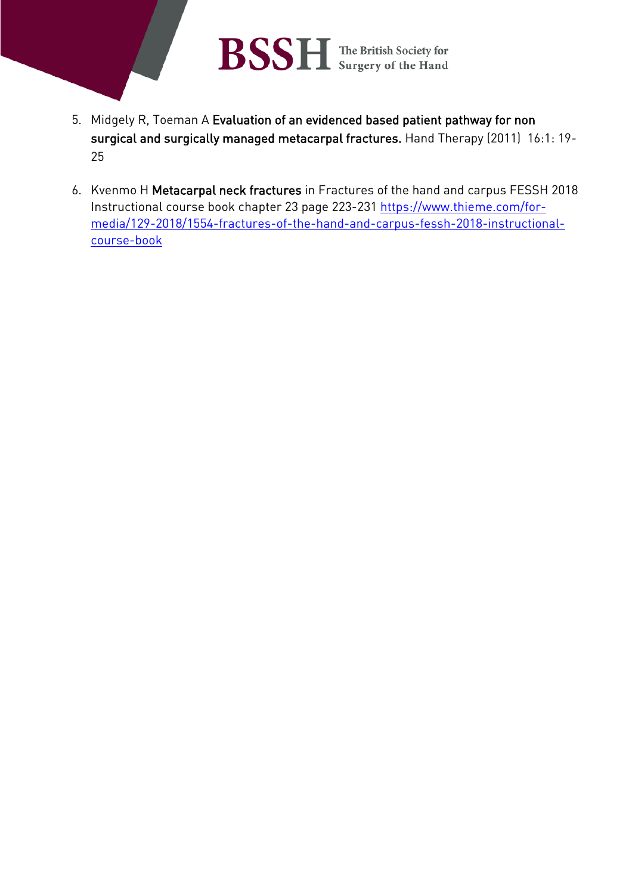5. Midgely R, Toeman A **Evaluation of an evidenced based patient pathway for non surgical and surgically managed metacarpal fractures.** Hand Therapy (2011) 16:1: 19-25

6. Kvenmo H **Metacarpal neck fractures** in Fractures of the hand and carpus FESSH 2018 Instructional course book chapter 23 page 223-231 [https://www.thieme.com/for-media/129-2018/1554-fractures-of-the-hand-and-carpus-fessh-2018-instructional-course-book](https://www.thieme.com/for-media/129-2018/1554-fractures-of-the-hand-and-carpus-fessh-2018-instructional-course-book)